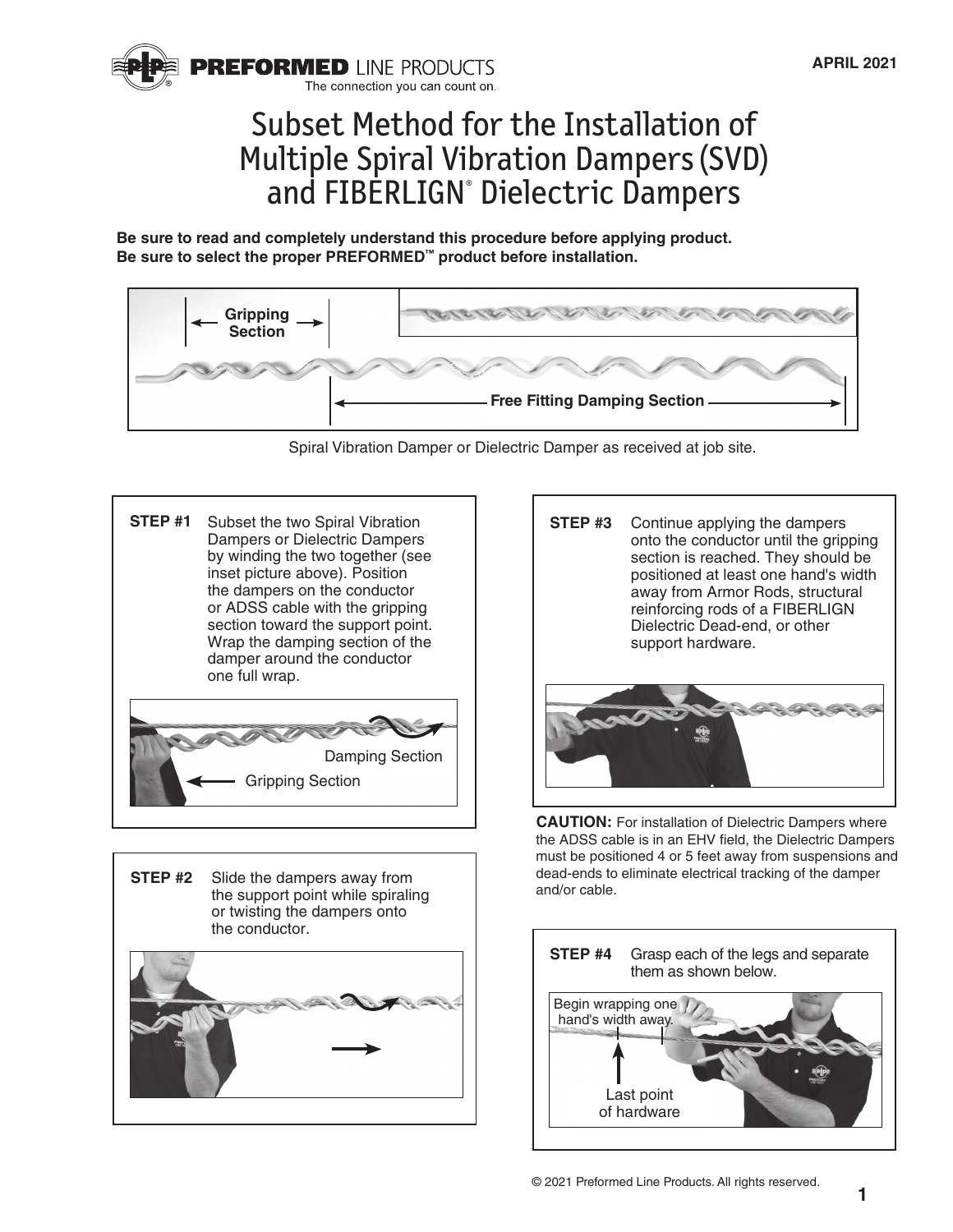PREFORMED LINE PRODUCTS
The connection you can count on.

APRIL 2021

# Subset Method for the Installation of Multiple Spiral Vibration Dampers (SVD) and FIBERLIGN® Dielectric Dampers

**Be sure to read and completely understand this procedure before applying product.**
**Be sure to select the proper PREFORMED™ product before installation.**

Gripping Section

Free Fitting Damping Section

Spiral Vibration Damper or Dielectric Damper as received at job site.

**STEP #1** Subset the two Spiral Vibration Dampers or Dielectric Dampers by winding the two together (see inset picture above). Position the dampers on the conductor or ADSS cable with the gripping section toward the support point. Wrap the damping section of the damper around the conductor one full wrap.

Damping Section

Gripping Section

**STEP #2** Slide the dampers away from the support point while spiraling or twisting the dampers onto the conductor.

**STEP #3** Continue applying the dampers onto the conductor until the gripping section is reached. They should be positioned at least one hand's width away from Armor Rods, structural reinforcing rods of a FIBERLIGN Dielectric Dead-end, or other support hardware.

**CAUTION:** For installation of Dielectric Dampers where the ADSS cable is in an EHV field, the Dielectric Dampers must be positioned 4 or 5 feet away from suspensions and dead-ends to eliminate electrical tracking of the damper and/or cable.

**STEP #4** Grasp each of the legs and separate them as shown below.

Begin wrapping one hand's width away.

Last point of hardware

© 2021 Preformed Line Products. All rights reserved.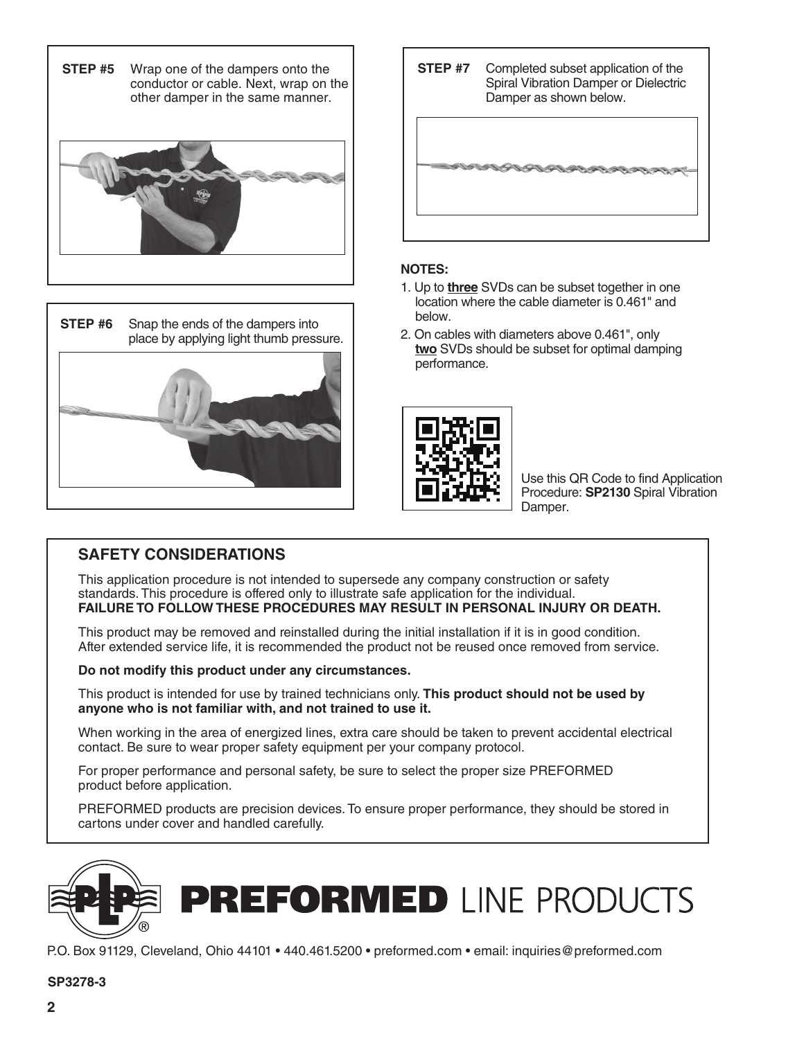**STEP #5** Wrap one of the dampers onto the conductor or cable. Next, wrap on the other damper in the same manner.

**STEP #6** Snap the ends of the dampers into place by applying light thumb pressure.

**STEP #7** Completed subset application of the Spiral Vibration Damper or Dielectric Damper as shown below.

**NOTES:**

1. Up to **three** SVDs can be subset together in one location where the cable diameter is 0.461" and below.
2. On cables with diameters above 0.461", only **two** SVDs should be subset for optimal damping performance.

Use this QR Code to find Application Procedure: **SP2130** Spiral Vibration Damper.

## SAFETY CONSIDERATIONS

This application procedure is not intended to supersede any company construction or safety standards. This procedure is offered only to illustrate safe application for the individual.
**FAILURE TO FOLLOW THESE PROCEDURES MAY RESULT IN PERSONAL INJURY OR DEATH.**

This product may be removed and reinstalled during the initial installation if it is in good condition. After extended service life, it is recommended the product not be reused once removed from service.

**Do not modify this product under any circumstances.**

This product is intended for use by trained technicians only. **This product should not be used by anyone who is not familiar with, and not trained to use it.**

When working in the area of energized lines, extra care should be taken to prevent accidental electrical contact. Be sure to wear proper safety equipment per your company protocol.

For proper performance and personal safety, be sure to select the proper size PREFORMED product before application.

PREFORMED products are precision devices. To ensure proper performance, they should be stored in cartons under cover and handled carefully.

**PREFORMED** LINE PRODUCTS

P.O. Box 91129, Cleveland, Ohio 44101 • 440.461.5200 • preformed.com • email: inquiries@preformed.com

**SP3278-3**